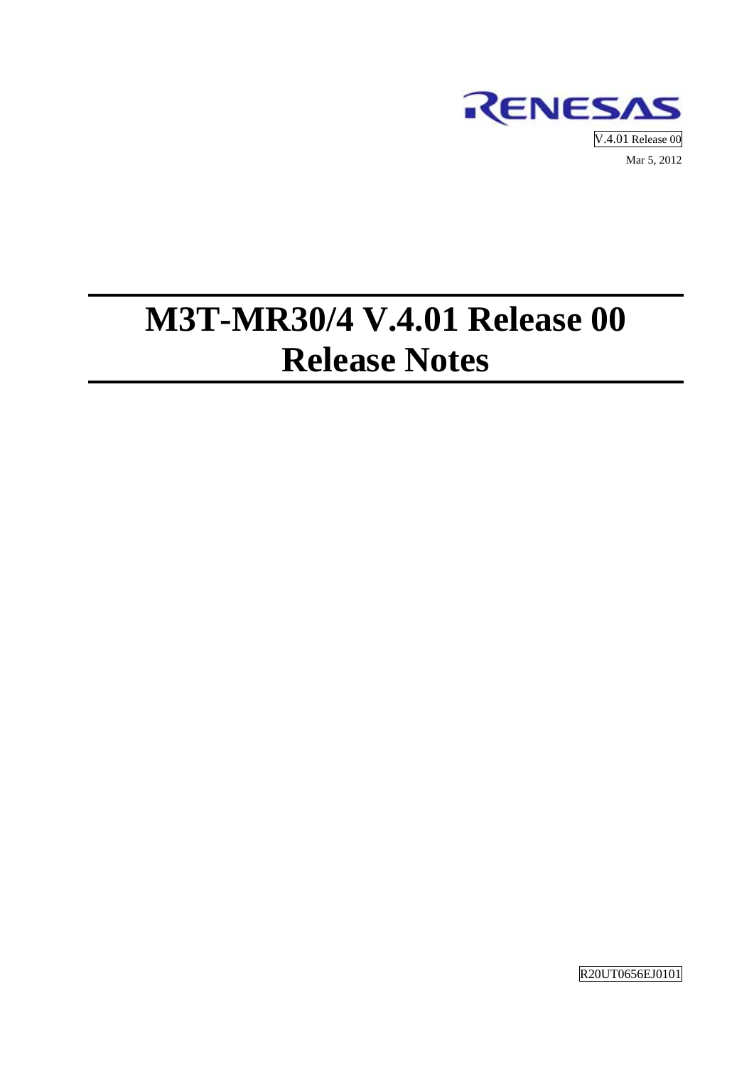RENESAS

V.4.01 Release 00

Mar 5, 2012

# M3T-MR30/4 V.4.01 Release 00
# Release Notes

R20UT0656EJ0101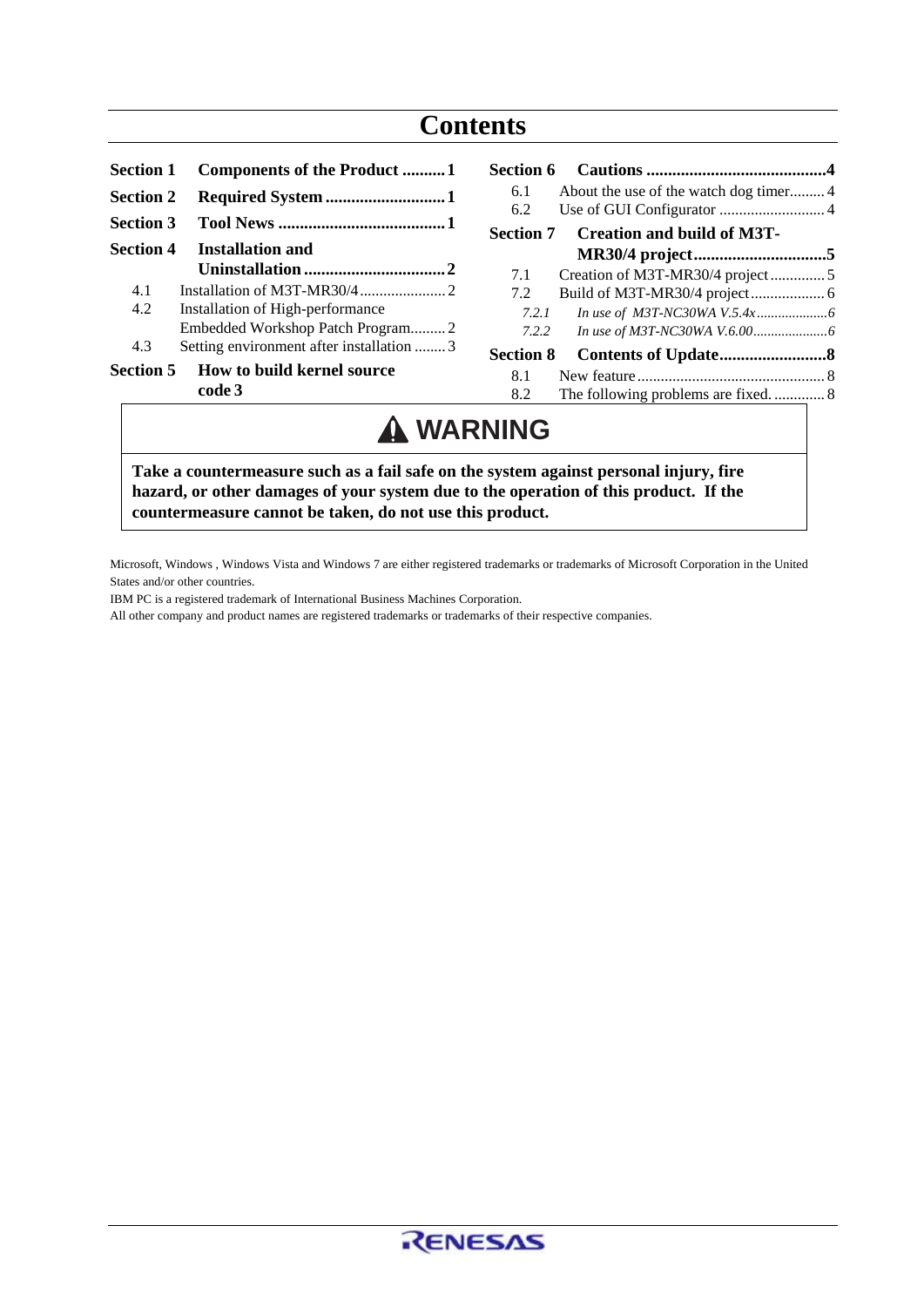# Contents

**Section 1 Components of the Product .......... 1**

**Section 2 Required System ............................ 1**

**Section 3 Tool News ....................................... 1**

**Section 4 Installation and Uninstallation ................................ 2**

- 4.1 Installation of M3T-MR30/4 ...................... 2
- 4.2 Installation of High-performance Embedded Workshop Patch Program......... 2
- 4.3 Setting environment after installation ........ 3

**Section 5 How to build kernel source code 3**

**Section 6 Cautions .......................................... 4**

- 6.1 About the use of the watch dog timer......... 4
- 6.2 Use of GUI Configurator ........................... 4

**Section 7 Creation and build of M3T-MR30/4 project............................... 5**

- 7.1 Creation of M3T-MR30/4 project .............. 5
- 7.2 Build of M3T-MR30/4 project ................... 6
  - *7.2.1 In use of M3T-NC30WA V.5.4x .................... 6*
  - *7.2.2 In use of M3T-NC30WA V.6.00 ..................... 6*

**Section 8 Contents of Update......................... 8**

- 8.1 New feature ................................................ 8
- 8.2 The following problems are fixed. ............. 8

## ⚠ WARNING

**Take a countermeasure such as a fail safe on the system against personal injury, fire hazard, or other damages of your system due to the operation of this product. If the countermeasure cannot be taken, do not use this product.**

Microsoft, Windows , Windows Vista and Windows 7 are either registered trademarks or trademarks of Microsoft Corporation in the United States and/or other countries.

IBM PC is a registered trademark of International Business Machines Corporation.

All other company and product names are registered trademarks or trademarks of their respective companies.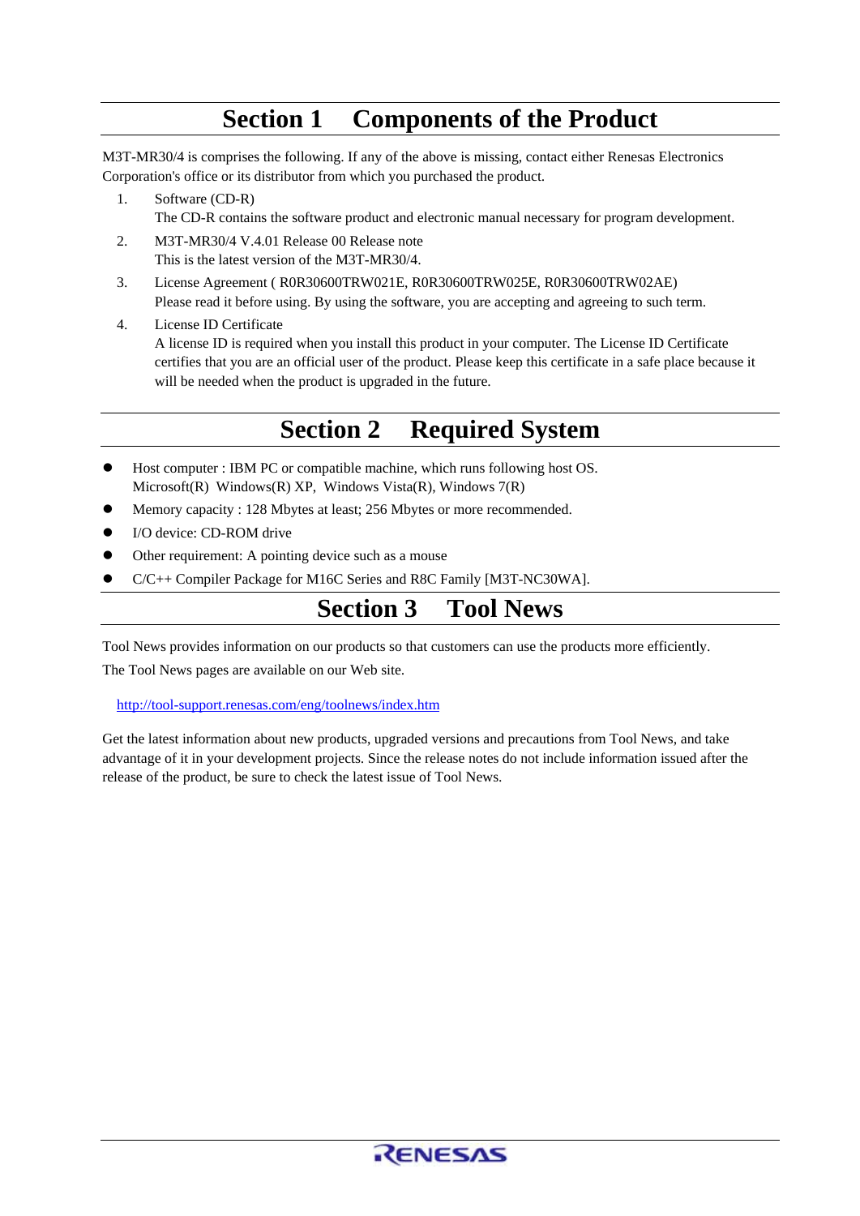# Section 1 Components of the Product

M3T-MR30/4 is comprises the following. If any of the above is missing, contact either Renesas Electronics Corporation's office or its distributor from which you purchased the product.

1. Software (CD-R)
   The CD-R contains the software product and electronic manual necessary for program development.
2. M3T-MR30/4 V.4.01 Release 00 Release note
   This is the latest version of the M3T-MR30/4.
3. License Agreement ( R0R30600TRW021E, R0R30600TRW025E, R0R30600TRW02AE)
   Please read it before using. By using the software, you are accepting and agreeing to such term.
4. License ID Certificate
   A license ID is required when you install this product in your computer. The License ID Certificate certifies that you are an official user of the product. Please keep this certificate in a safe place because it will be needed when the product is upgraded in the future.

# Section 2 Required System

- Host computer : IBM PC or compatible machine, which runs following host OS.
  Microsoft(R) Windows(R) XP, Windows Vista(R), Windows 7(R)
- Memory capacity : 128 Mbytes at least; 256 Mbytes or more recommended.
- I/O device: CD-ROM drive
- Other requirement: A pointing device such as a mouse
- C/C++ Compiler Package for M16C Series and R8C Family [M3T-NC30WA].

# Section 3 Tool News

Tool News provides information on our products so that customers can use the products more efficiently.

The Tool News pages are available on our Web site.

http://tool-support.renesas.com/eng/toolnews/index.htm

Get the latest information about new products, upgraded versions and precautions from Tool News, and take advantage of it in your development projects. Since the release notes do not include information issued after the release of the product, be sure to check the latest issue of Tool News.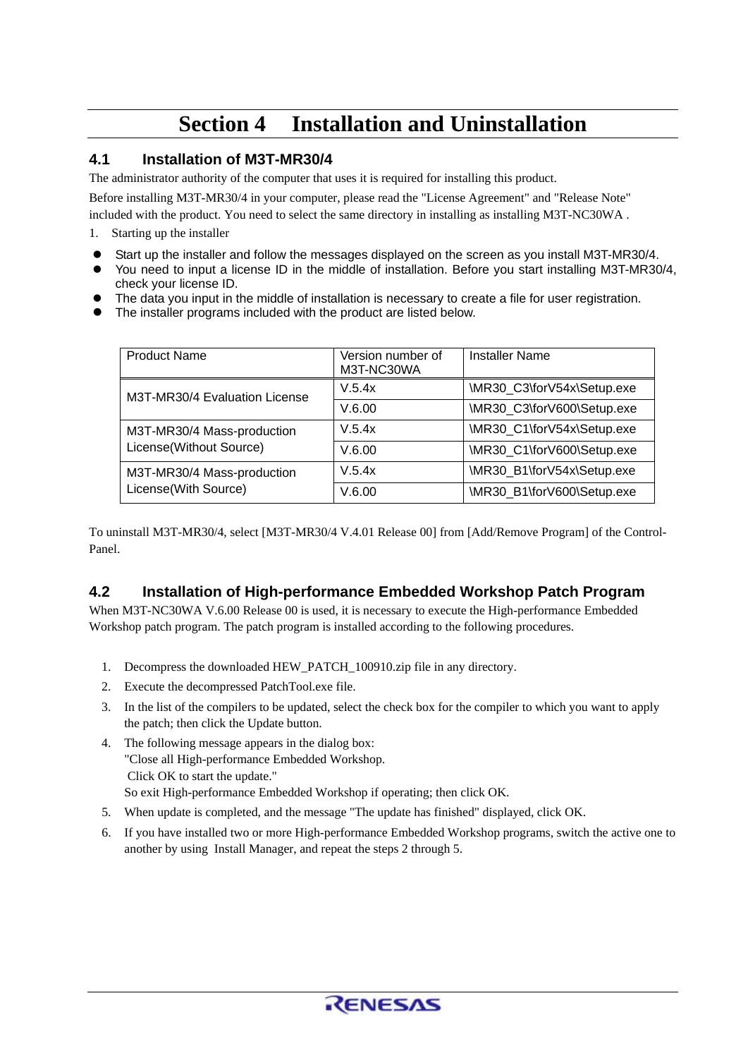# Section 4 Installation and Uninstallation

## 4.1 Installation of M3T-MR30/4

The administrator authority of the computer that uses it is required for installing this product.

Before installing M3T-MR30/4 in your computer, please read the "License Agreement" and "Release Note" included with the product. You need to select the same directory in installing as installing M3T-NC30WA .

1. Starting up the installer

- Start up the installer and follow the messages displayed on the screen as you install M3T-MR30/4.
- You need to input a license ID in the middle of installation. Before you start installing M3T-MR30/4, check your license ID.
- The data you input in the middle of installation is necessary to create a file for user registration.
- The installer programs included with the product are listed below.

| Product Name | Version number of M3T-NC30WA | Installer Name |
|---|---|---|
| M3T-MR30/4 Evaluation License | V.5.4x | \MR30_C3\forV54x\Setup.exe |
| | V.6.00 | \MR30_C3\forV600\Setup.exe |
| M3T-MR30/4 Mass-production License(Without Source) | V.5.4x | \MR30_C1\forV54x\Setup.exe |
| | V.6.00 | \MR30_C1\forV600\Setup.exe |
| M3T-MR30/4 Mass-production License(With Source) | V.5.4x | \MR30_B1\forV54x\Setup.exe |
| | V.6.00 | \MR30_B1\forV600\Setup.exe |

To uninstall M3T-MR30/4, select [M3T-MR30/4 V.4.01 Release 00] from [Add/Remove Program] of the Control-Panel.

## 4.2 Installation of High-performance Embedded Workshop Patch Program

When M3T-NC30WA V.6.00 Release 00 is used, it is necessary to execute the High-performance Embedded Workshop patch program. The patch program is installed according to the following procedures.

1. Decompress the downloaded HEW_PATCH_100910.zip file in any directory.
2. Execute the decompressed PatchTool.exe file.
3. In the list of the compilers to be updated, select the check box for the compiler to which you want to apply the patch; then click the Update button.
4. The following message appears in the dialog box:
   "Close all High-performance Embedded Workshop.
   Click OK to start the update."
   So exit High-performance Embedded Workshop if operating; then click OK.
5. When update is completed, and the message "The update has finished" displayed, click OK.
6. If you have installed two or more High-performance Embedded Workshop programs, switch the active one to another by using Install Manager, and repeat the steps 2 through 5.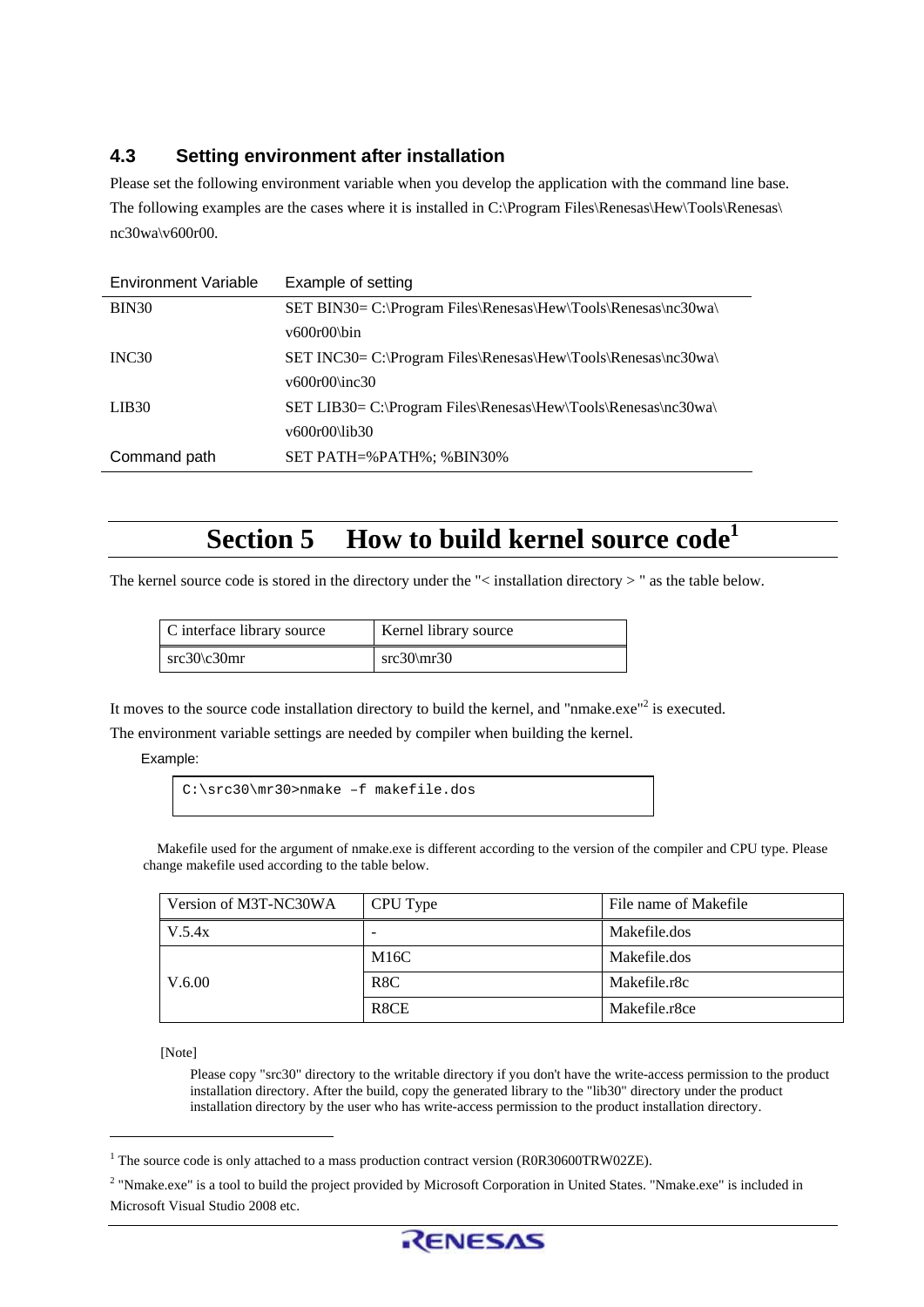### 4.3 Setting environment after installation

Please set the following environment variable when you develop the application with the command line base. The following examples are the cases where it is installed in C:\Program Files\Renesas\Hew\Tools\Renesas\nc30wa\v600r00.

| Environment Variable | Example of setting |
| --- | --- |
| BIN30 | SET BIN30= C:\Program Files\Renesas\Hew\Tools\Renesas\nc30wa\v600r00\bin |
| INC30 | SET INC30= C:\Program Files\Renesas\Hew\Tools\Renesas\nc30wa\v600r00\inc30 |
| LIB30 | SET LIB30= C:\Program Files\Renesas\Hew\Tools\Renesas\nc30wa\v600r00\lib30 |
| Command path | SET PATH=%PATH%; %BIN30% |

# Section 5 How to build kernel source code[1]

The kernel source code is stored in the directory under the "< installation directory > " as the table below.

| C interface library source | Kernel library source |
| --- | --- |
| src30\c30mr | src30\mr30 |

It moves to the source code installation directory to build the kernel, and "nmake.exe"[2] is executed.
The environment variable settings are needed by compiler when building the kernel.

Example:

```
C:\src30\mr30>nmake –f makefile.dos
```

Makefile used for the argument of nmake.exe is different according to the version of the compiler and CPU type. Please change makefile used according to the table below.

| Version of M3T-NC30WA | CPU Type | File name of Makefile |
| --- | --- | --- |
| V.5.4x | - | Makefile.dos |
| V.6.00 | M16C | Makefile.dos |
| | R8C | Makefile.r8c |
| | R8CE | Makefile.r8ce |

[Note]

Please copy "src30" directory to the writable directory if you don't have the write-access permission to the product installation directory. After the build, copy the generated library to the "lib30" directory under the product installation directory by the user who has write-access permission to the product installation directory.

[1] The source code is only attached to a mass production contract version (R0R30600TRW02ZE).

[2] "Nmake.exe" is a tool to build the project provided by Microsoft Corporation in United States. "Nmake.exe" is included in Microsoft Visual Studio 2008 etc.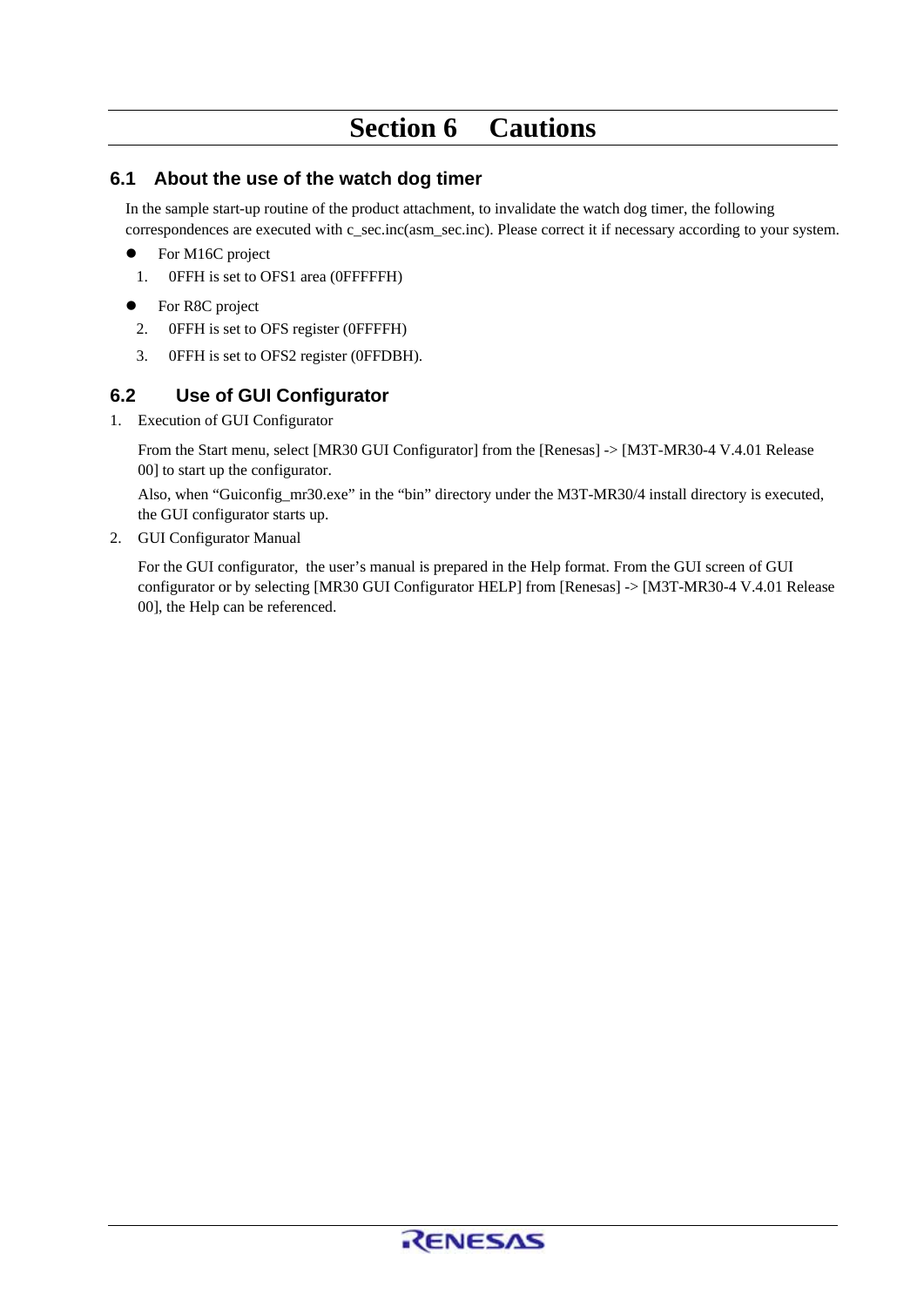# Section 6 Cautions

## 6.1 About the use of the watch dog timer

In the sample start-up routine of the product attachment, to invalidate the watch dog timer, the following correspondences are executed with c_sec.inc(asm_sec.inc). Please correct it if necessary according to your system.

- For M16C project
  1. 0FFH is set to OFS1 area (0FFFFFH)
- For R8C project
  2. 0FFH is set to OFS register (0FFFFH)
  3. 0FFH is set to OFS2 register (0FFDBH).

## 6.2 Use of GUI Configurator

1. Execution of GUI Configurator

   From the Start menu, select [MR30 GUI Configurator] from the [Renesas] -> [M3T-MR30-4 V.4.01 Release 00] to start up the configurator.

   Also, when "Guiconfig_mr30.exe" in the "bin" directory under the M3T-MR30/4 install directory is executed, the GUI configurator starts up.

2. GUI Configurator Manual

   For the GUI configurator, the user's manual is prepared in the Help format. From the GUI screen of GUI configurator or by selecting [MR30 GUI Configurator HELP] from [Renesas] -> [M3T-MR30-4 V.4.01 Release 00], the Help can be referenced.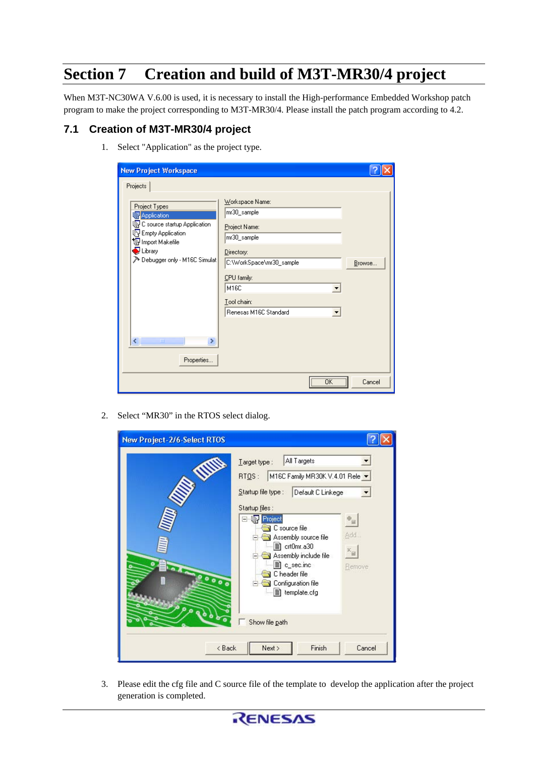# Section 7 Creation and build of M3T-MR30/4 project

When M3T-NC30WA V.6.00 is used, it is necessary to install the High-performance Embedded Workshop patch program to make the project corresponding to M3T-MR30/4. Please install the patch program according to 4.2.

## 7.1 Creation of M3T-MR30/4 project

1. Select "Application" as the project type.

2. Select "MR30" in the RTOS select dialog.

3. Please edit the cfg file and C source file of the template to develop the application after the project generation is completed.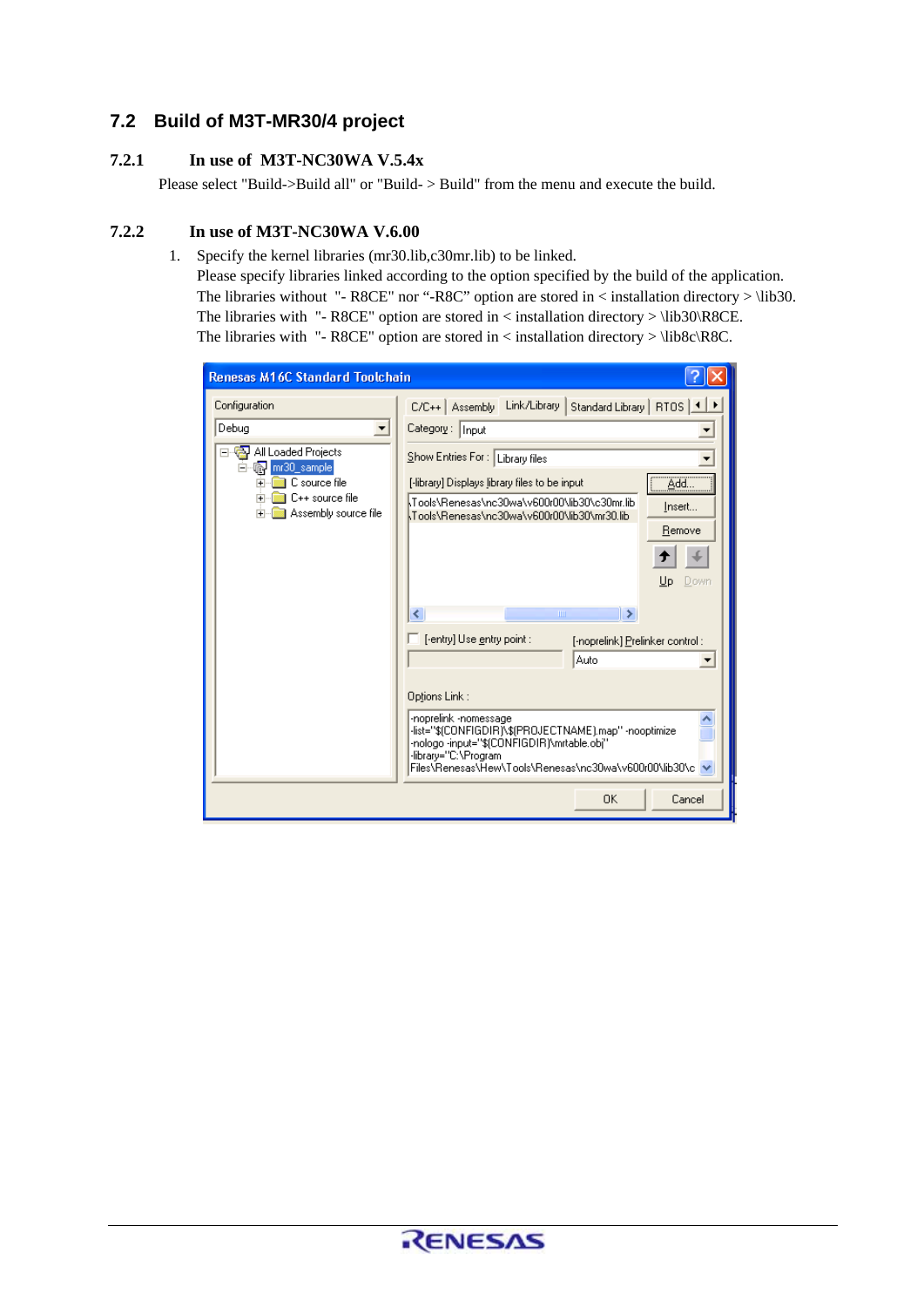## 7.2 Build of M3T-MR30/4 project

### 7.2.1 In use of M3T-NC30WA V.5.4x

Please select "Build->Build all" or "Build- > Build" from the menu and execute the build.

### 7.2.2 In use of M3T-NC30WA V.6.00

1. Specify the kernel libraries (mr30.lib,c30mr.lib) to be linked.
   Please specify libraries linked according to the option specified by the build of the application.
   The libraries without "- R8CE" nor "-R8C" option are stored in < installation directory > \lib30.
   The libraries with "- R8CE" option are stored in < installation directory > \lib30\R8CE.
   The libraries with "- R8CE" option are stored in < installation directory > \lib8c\R8C.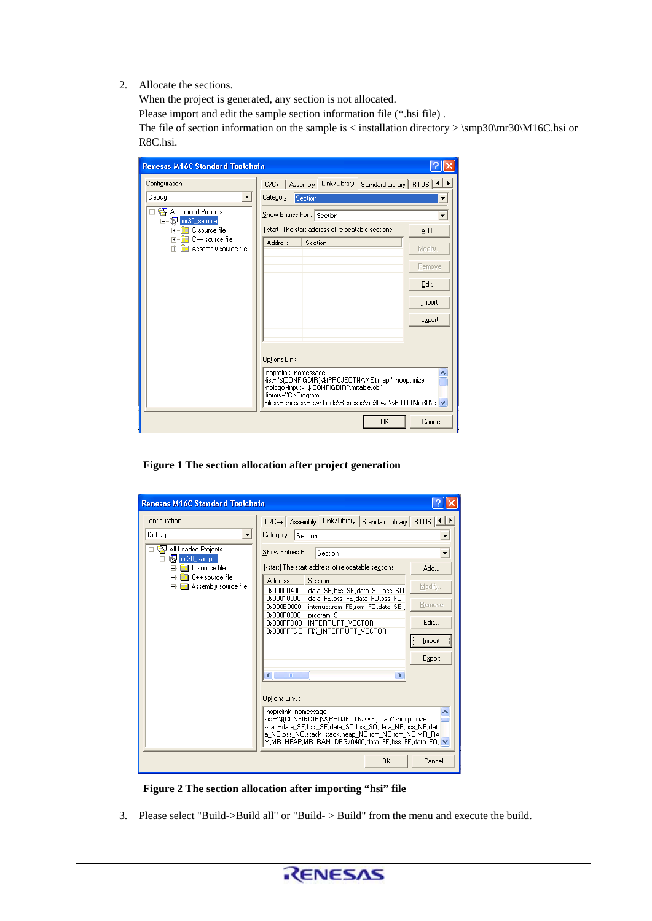2. Allocate the sections.
   When the project is generated, any section is not allocated.
   Please import and edit the sample section information file (*.hsi file) .
   The file of section information on the sample is < installation directory > \smp30\mr30\M16C.hsi or R8C.hsi.

**Figure 1 The section allocation after project generation**

**Figure 2 The section allocation after importing “hsi” file**

3. Please select "Build->Build all" or "Build- > Build" from the menu and execute the build.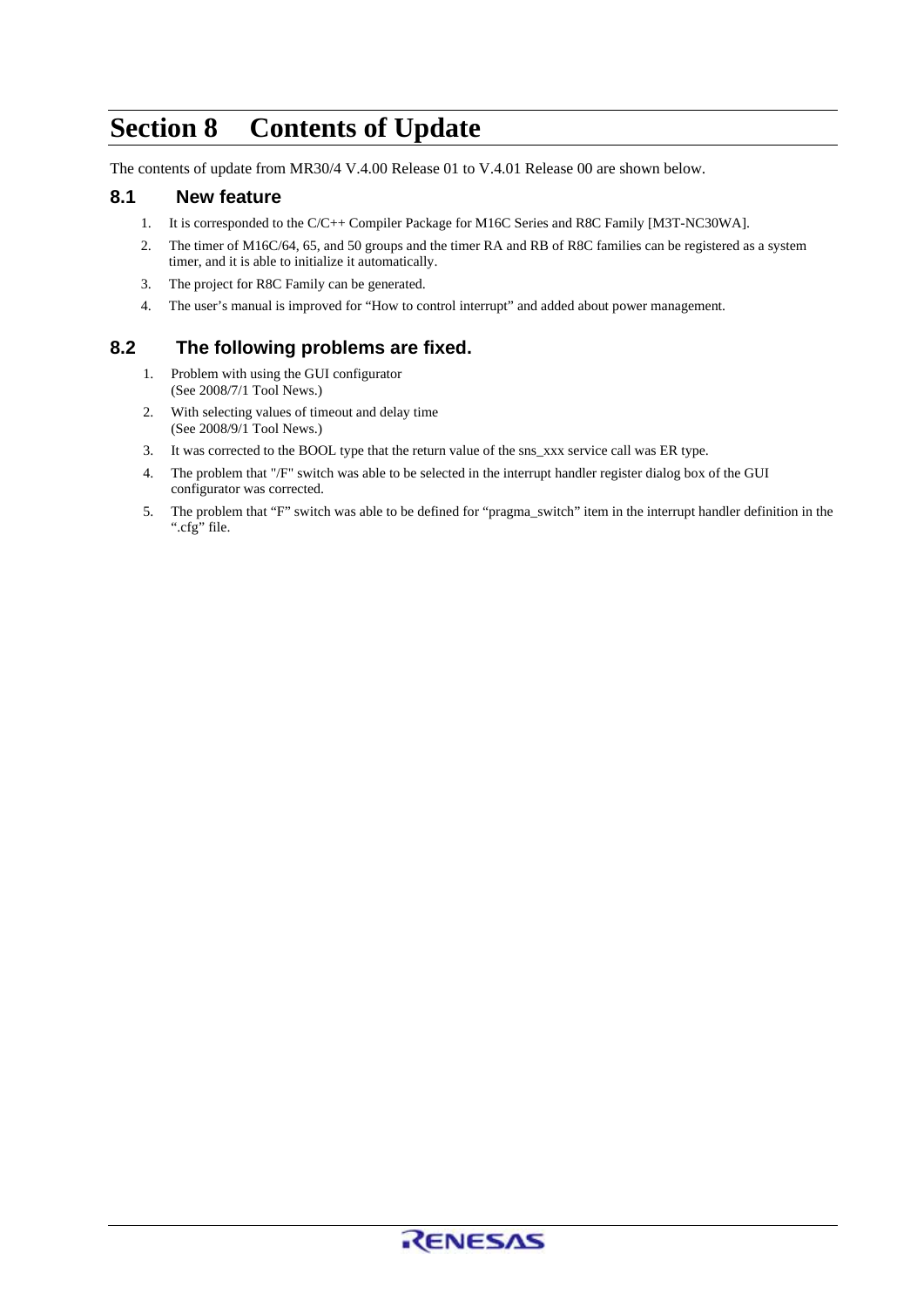# Section 8 Contents of Update

The contents of update from MR30/4 V.4.00 Release 01 to V.4.01 Release 00 are shown below.

## 8.1 New feature

1. It is corresponded to the C/C++ Compiler Package for M16C Series and R8C Family [M3T-NC30WA].
2. The timer of M16C/64, 65, and 50 groups and the timer RA and RB of R8C families can be registered as a system timer, and it is able to initialize it automatically.
3. The project for R8C Family can be generated.
4. The user's manual is improved for "How to control interrupt" and added about power management.

## 8.2 The following problems are fixed.

1. Problem with using the GUI configurator
   (See 2008/7/1 Tool News.)
2. With selecting values of timeout and delay time
   (See 2008/9/1 Tool News.)
3. It was corrected to the BOOL type that the return value of the sns_xxx service call was ER type.
4. The problem that "/F" switch was able to be selected in the interrupt handler register dialog box of the GUI configurator was corrected.
5. The problem that "F" switch was able to be defined for "pragma_switch" item in the interrupt handler definition in the ".cfg" file.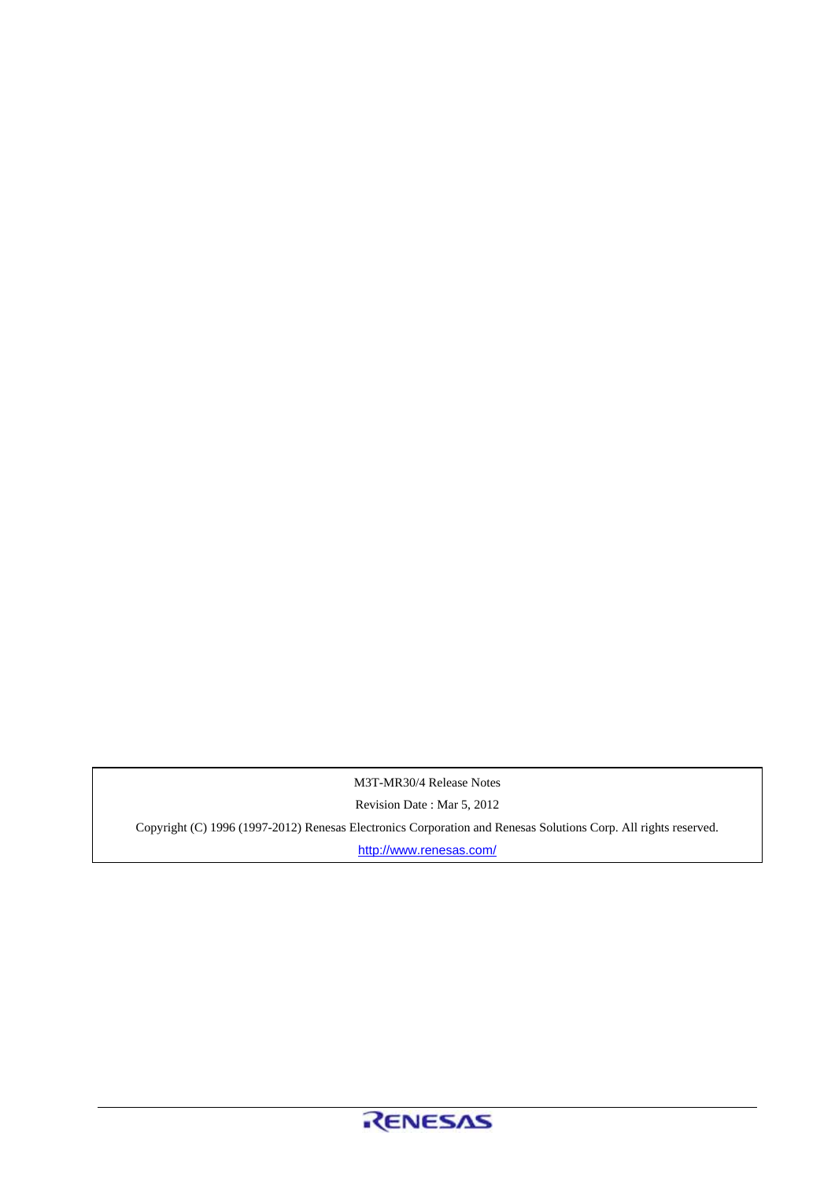M3T-MR30/4 Release Notes

Revision Date : Mar 5, 2012

Copyright (C) 1996 (1997-2012) Renesas Electronics Corporation and Renesas Solutions Corp. All rights reserved.

http://www.renesas.com/